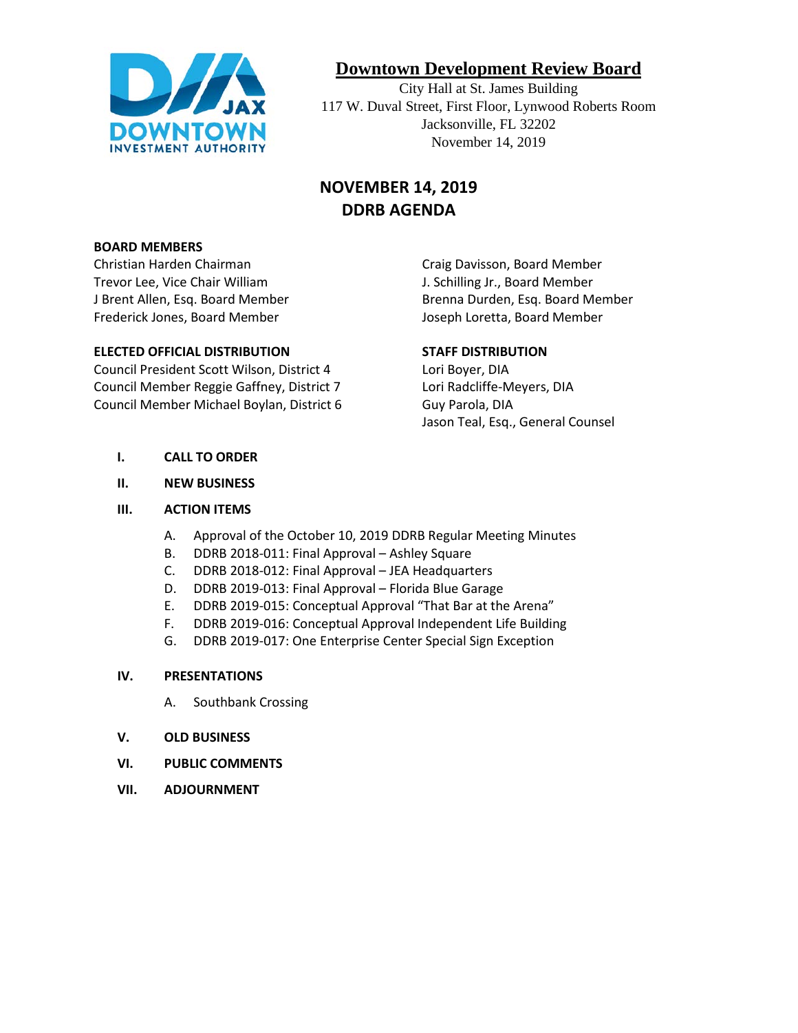# Downtown Development Review Board

City Hall at St. James Building
117 W. Duval Street, First Floor, Lynwood Roberts Room
Jacksonville, FL 32202
November 14, 2019

## NOVEMBER 14, 2019
## DDRB AGENDA

**BOARD MEMBERS**

Christian Harden Chairman
Trevor Lee, Vice Chair William
J Brent Allen, Esq. Board Member
Frederick Jones, Board Member
Craig Davisson, Board Member
J. Schilling Jr., Board Member
Brenna Durden, Esq. Board Member
Joseph Loretta, Board Member

**ELECTED OFFICIAL DISTRIBUTION**

Council President Scott Wilson, District 4
Council Member Reggie Gaffney, District 7
Council Member Michael Boylan, District 6

**STAFF DISTRIBUTION**

Lori Boyer, DIA
Lori Radcliffe-Meyers, DIA
Guy Parola, DIA
Jason Teal, Esq., General Counsel

**I. CALL TO ORDER**

**II. NEW BUSINESS**

**III. ACTION ITEMS**

A. Approval of the October 10, 2019 DDRB Regular Meeting Minutes
B. DDRB 2018-011: Final Approval – Ashley Square
C. DDRB 2018-012: Final Approval – JEA Headquarters
D. DDRB 2019-013: Final Approval – Florida Blue Garage
E. DDRB 2019-015: Conceptual Approval "That Bar at the Arena"
F. DDRB 2019-016: Conceptual Approval Independent Life Building
G. DDRB 2019-017: One Enterprise Center Special Sign Exception

**IV. PRESENTATIONS**

A. Southbank Crossing

**V. OLD BUSINESS**

**VI. PUBLIC COMMENTS**

**VII. ADJOURNMENT**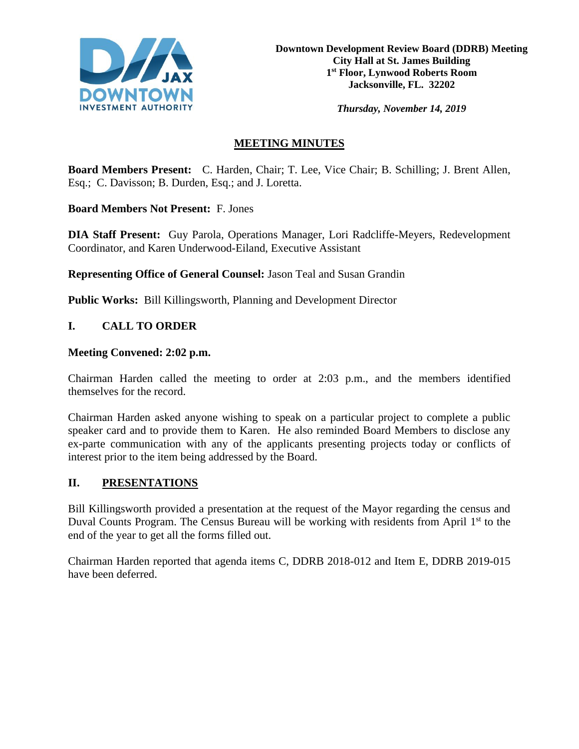**Downtown Development Review Board (DDRB) Meeting**
**City Hall at St. James Building**
**1st Floor, Lynwood Roberts Room**
**Jacksonville, FL. 32202**

***Thursday, November 14, 2019***

## MEETING MINUTES

**Board Members Present:** C. Harden, Chair; T. Lee, Vice Chair; B. Schilling; J. Brent Allen, Esq.; C. Davisson; B. Durden, Esq.; and J. Loretta.

**Board Members Not Present:** F. Jones

**DIA Staff Present:** Guy Parola, Operations Manager, Lori Radcliffe-Meyers, Redevelopment Coordinator, and Karen Underwood-Eiland, Executive Assistant

**Representing Office of General Counsel:** Jason Teal and Susan Grandin

**Public Works:** Bill Killingsworth, Planning and Development Director

## I. CALL TO ORDER

**Meeting Convened: 2:02 p.m.**

Chairman Harden called the meeting to order at 2:03 p.m., and the members identified themselves for the record.

Chairman Harden asked anyone wishing to speak on a particular project to complete a public speaker card and to provide them to Karen. He also reminded Board Members to disclose any ex-parte communication with any of the applicants presenting projects today or conflicts of interest prior to the item being addressed by the Board.

## II. PRESENTATIONS

Bill Killingsworth provided a presentation at the request of the Mayor regarding the census and Duval Counts Program. The Census Bureau will be working with residents from April 1st to the end of the year to get all the forms filled out.

Chairman Harden reported that agenda items C, DDRB 2018-012 and Item E, DDRB 2019-015 have been deferred.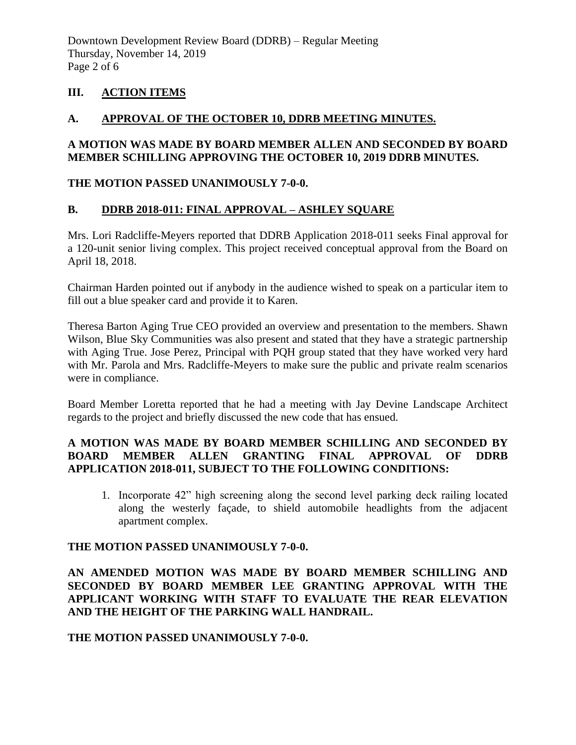## III. ACTION ITEMS

### A. APPROVAL OF THE OCTOBER 10, DDRB MEETING MINUTES.

**A MOTION WAS MADE BY BOARD MEMBER ALLEN AND SECONDED BY BOARD MEMBER SCHILLING APPROVING THE OCTOBER 10, 2019 DDRB MINUTES.**

**THE MOTION PASSED UNANIMOUSLY 7-0-0.**

### B. DDRB 2018-011: FINAL APPROVAL – ASHLEY SQUARE

Mrs. Lori Radcliffe-Meyers reported that DDRB Application 2018-011 seeks Final approval for a 120-unit senior living complex. This project received conceptual approval from the Board on April 18, 2018.

Chairman Harden pointed out if anybody in the audience wished to speak on a particular item to fill out a blue speaker card and provide it to Karen.

Theresa Barton Aging True CEO provided an overview and presentation to the members. Shawn Wilson, Blue Sky Communities was also present and stated that they have a strategic partnership with Aging True. Jose Perez, Principal with PQH group stated that they have worked very hard with Mr. Parola and Mrs. Radcliffe-Meyers to make sure the public and private realm scenarios were in compliance.

Board Member Loretta reported that he had a meeting with Jay Devine Landscape Architect regards to the project and briefly discussed the new code that has ensued.

**A MOTION WAS MADE BY BOARD MEMBER SCHILLING AND SECONDED BY BOARD MEMBER ALLEN GRANTING FINAL APPROVAL OF DDRB APPLICATION 2018-011, SUBJECT TO THE FOLLOWING CONDITIONS:**

1. Incorporate 42" high screening along the second level parking deck railing located along the westerly façade, to shield automobile headlights from the adjacent apartment complex.

**THE MOTION PASSED UNANIMOUSLY 7-0-0.**

**AN AMENDED MOTION WAS MADE BY BOARD MEMBER SCHILLING AND SECONDED BY BOARD MEMBER LEE GRANTING APPROVAL WITH THE APPLICANT WORKING WITH STAFF TO EVALUATE THE REAR ELEVATION AND THE HEIGHT OF THE PARKING WALL HANDRAIL.**

**THE MOTION PASSED UNANIMOUSLY 7-0-0.**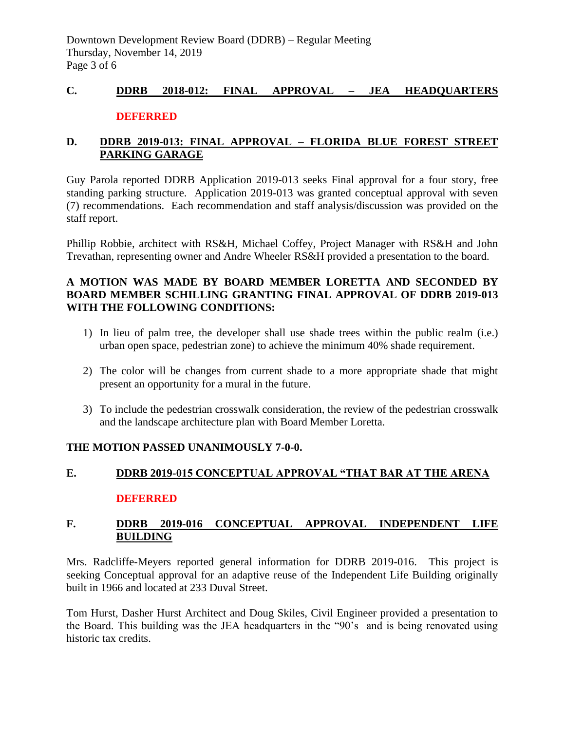## C. DDRB 2018-012: FINAL APPROVAL – JEA HEADQUARTERS

**DEFERRED**

## D. DDRB 2019-013: FINAL APPROVAL – FLORIDA BLUE FOREST STREET PARKING GARAGE

Guy Parola reported DDRB Application 2019-013 seeks Final approval for a four story, free standing parking structure. Application 2019-013 was granted conceptual approval with seven (7) recommendations. Each recommendation and staff analysis/discussion was provided on the staff report.

Phillip Robbie, architect with RS&H, Michael Coffey, Project Manager with RS&H and John Trevathan, representing owner and Andre Wheeler RS&H provided a presentation to the board.

**A MOTION WAS MADE BY BOARD MEMBER LORETTA AND SECONDED BY BOARD MEMBER SCHILLING GRANTING FINAL APPROVAL OF DDRB 2019-013 WITH THE FOLLOWING CONDITIONS:**

1) In lieu of palm tree, the developer shall use shade trees within the public realm (i.e.) urban open space, pedestrian zone) to achieve the minimum 40% shade requirement.

2) The color will be changes from current shade to a more appropriate shade that might present an opportunity for a mural in the future.

3) To include the pedestrian crosswalk consideration, the review of the pedestrian crosswalk and the landscape architecture plan with Board Member Loretta.

**THE MOTION PASSED UNANIMOUSLY 7-0-0.**

## E. DDRB 2019-015 CONCEPTUAL APPROVAL "THAT BAR AT THE ARENA

**DEFERRED**

## F. DDRB 2019-016 CONCEPTUAL APPROVAL INDEPENDENT LIFE BUILDING

Mrs. Radcliffe-Meyers reported general information for DDRB 2019-016. This project is seeking Conceptual approval for an adaptive reuse of the Independent Life Building originally built in 1966 and located at 233 Duval Street.

Tom Hurst, Dasher Hurst Architect and Doug Skiles, Civil Engineer provided a presentation to the Board. This building was the JEA headquarters in the "90's and is being renovated using historic tax credits.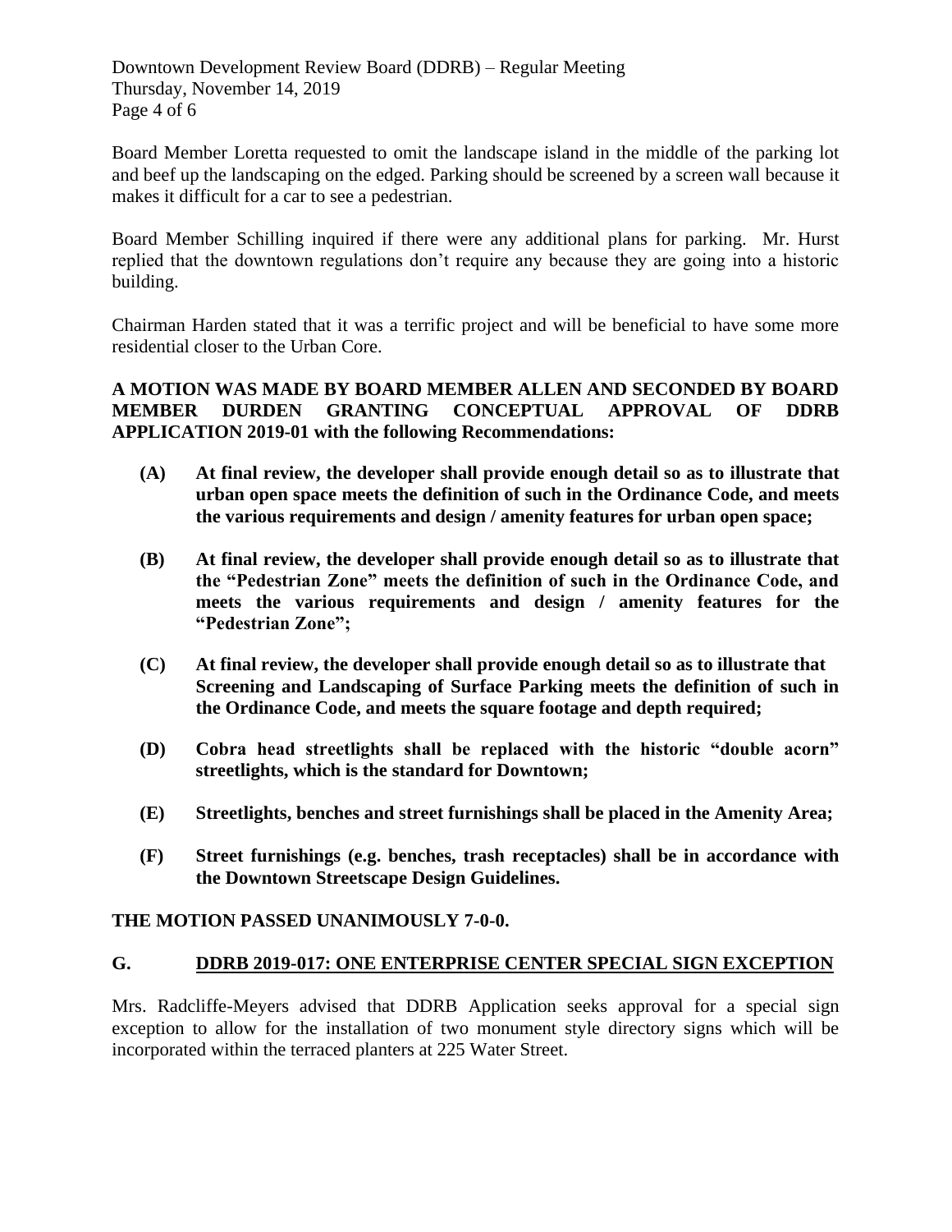Board Member Loretta requested to omit the landscape island in the middle of the parking lot and beef up the landscaping on the edged. Parking should be screened by a screen wall because it makes it difficult for a car to see a pedestrian.

Board Member Schilling inquired if there were any additional plans for parking. Mr. Hurst replied that the downtown regulations don't require any because they are going into a historic building.

Chairman Harden stated that it was a terrific project and will be beneficial to have some more residential closer to the Urban Core.

**A MOTION WAS MADE BY BOARD MEMBER ALLEN AND SECONDED BY BOARD MEMBER DURDEN GRANTING CONCEPTUAL APPROVAL OF DDRB APPLICATION 2019-01 with the following Recommendations:**

**(A) At final review, the developer shall provide enough detail so as to illustrate that urban open space meets the definition of such in the Ordinance Code, and meets the various requirements and design / amenity features for urban open space;**

**(B) At final review, the developer shall provide enough detail so as to illustrate that the "Pedestrian Zone" meets the definition of such in the Ordinance Code, and meets the various requirements and design / amenity features for the "Pedestrian Zone";**

**(C) At final review, the developer shall provide enough detail so as to illustrate that Screening and Landscaping of Surface Parking meets the definition of such in the Ordinance Code, and meets the square footage and depth required;**

**(D) Cobra head streetlights shall be replaced with the historic "double acorn" streetlights, which is the standard for Downtown;**

**(E) Streetlights, benches and street furnishings shall be placed in the Amenity Area;**

**(F) Street furnishings (e.g. benches, trash receptacles) shall be in accordance with the Downtown Streetscape Design Guidelines.**

**THE MOTION PASSED UNANIMOUSLY 7-0-0.**

## G. DDRB 2019-017: ONE ENTERPRISE CENTER SPECIAL SIGN EXCEPTION

Mrs. Radcliffe-Meyers advised that DDRB Application seeks approval for a special sign exception to allow for the installation of two monument style directory signs which will be incorporated within the terraced planters at 225 Water Street.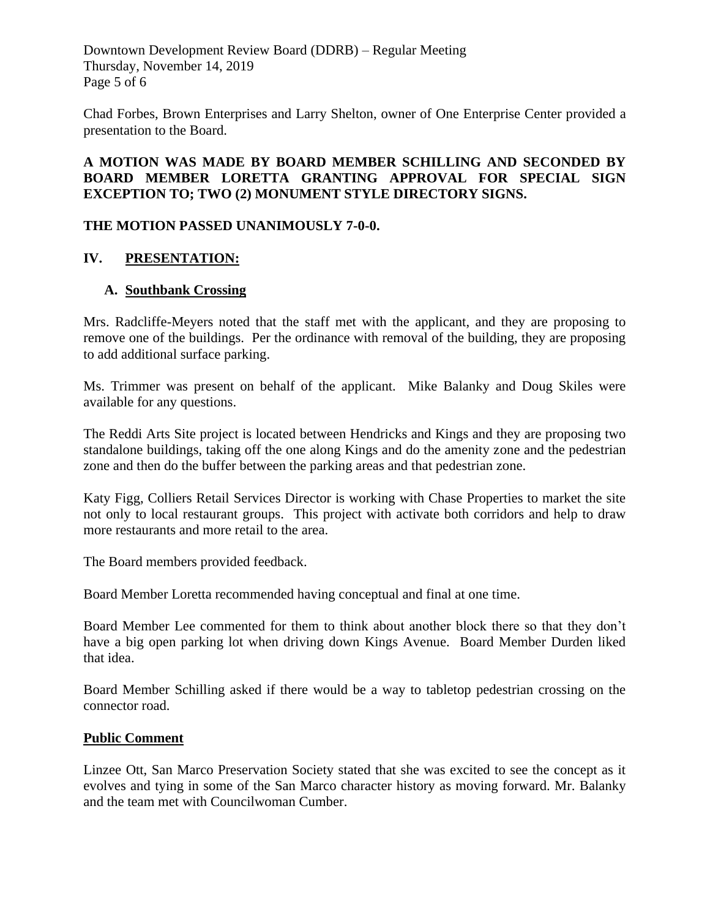Chad Forbes, Brown Enterprises and Larry Shelton, owner of One Enterprise Center provided a presentation to the Board.

**A MOTION WAS MADE BY BOARD MEMBER SCHILLING AND SECONDED BY BOARD MEMBER LORETTA GRANTING APPROVAL FOR SPECIAL SIGN EXCEPTION TO; TWO (2) MONUMENT STYLE DIRECTORY SIGNS.**

**THE MOTION PASSED UNANIMOUSLY 7-0-0.**

## IV. PRESENTATION:

### A. Southbank Crossing

Mrs. Radcliffe-Meyers noted that the staff met with the applicant, and they are proposing to remove one of the buildings. Per the ordinance with removal of the building, they are proposing to add additional surface parking.

Ms. Trimmer was present on behalf of the applicant. Mike Balanky and Doug Skiles were available for any questions.

The Reddi Arts Site project is located between Hendricks and Kings and they are proposing two standalone buildings, taking off the one along Kings and do the amenity zone and the pedestrian zone and then do the buffer between the parking areas and that pedestrian zone.

Katy Figg, Colliers Retail Services Director is working with Chase Properties to market the site not only to local restaurant groups. This project with activate both corridors and help to draw more restaurants and more retail to the area.

The Board members provided feedback.

Board Member Loretta recommended having conceptual and final at one time.

Board Member Lee commented for them to think about another block there so that they don't have a big open parking lot when driving down Kings Avenue. Board Member Durden liked that idea.

Board Member Schilling asked if there would be a way to tabletop pedestrian crossing on the connector road.

**Public Comment**

Linzee Ott, San Marco Preservation Society stated that she was excited to see the concept as it evolves and tying in some of the San Marco character history as moving forward. Mr. Balanky and the team met with Councilwoman Cumber.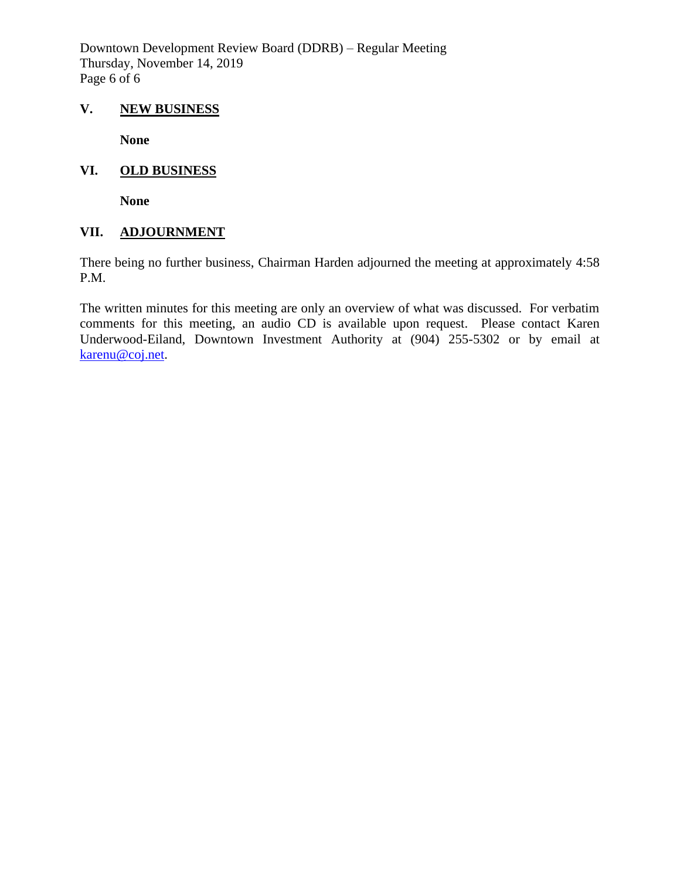## V. NEW BUSINESS

**None**

## VI. OLD BUSINESS

**None**

## VII. ADJOURNMENT

There being no further business, Chairman Harden adjourned the meeting at approximately 4:58 P.M.

The written minutes for this meeting are only an overview of what was discussed. For verbatim comments for this meeting, an audio CD is available upon request. Please contact Karen Underwood-Eiland, Downtown Investment Authority at (904) 255-5302 or by email at karenu@coj.net.